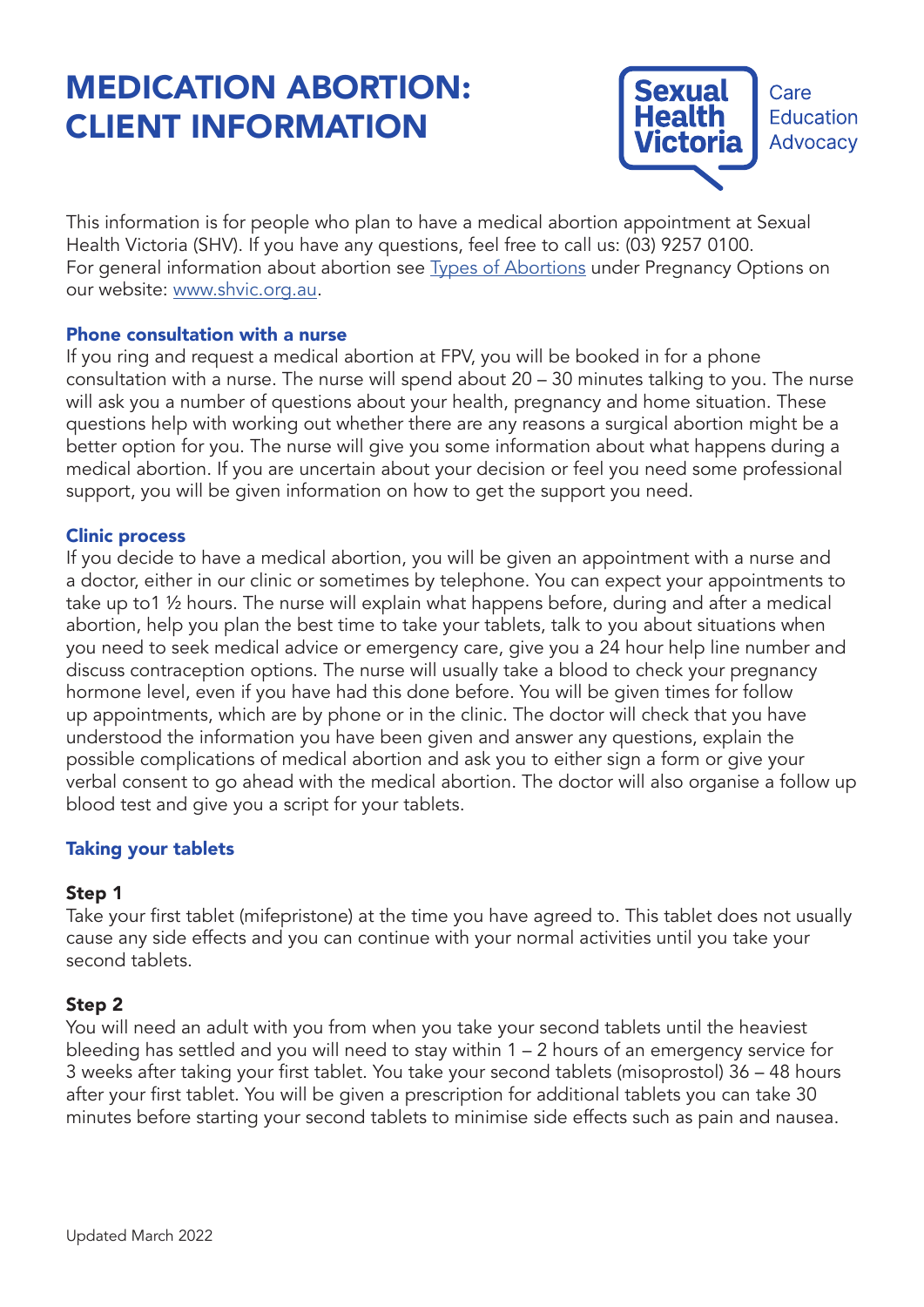# MEDICATION ABORTION: CLIENT INFORMATION

Sexual Health Victoria — Care Education Advocacy

This information is for people who plan to have a medical abortion appointment at Sexual Health Victoria (SHV). If you have any questions, feel free to call us: (03) 9257 0100. For general information about abortion see Types of Abortions under Pregnancy Options on our website: www.shvic.org.au.

## Phone consultation with a nurse

If you ring and request a medical abortion at FPV, you will be booked in for a phone consultation with a nurse. The nurse will spend about 20 – 30 minutes talking to you. The nurse will ask you a number of questions about your health, pregnancy and home situation. These questions help with working out whether there are any reasons a surgical abortion might be a better option for you. The nurse will give you some information about what happens during a medical abortion. If you are uncertain about your decision or feel you need some professional support, you will be given information on how to get the support you need.

## Clinic process

If you decide to have a medical abortion, you will be given an appointment with a nurse and a doctor, either in our clinic or sometimes by telephone. You can expect your appointments to take up to1 ½ hours. The nurse will explain what happens before, during and after a medical abortion, help you plan the best time to take your tablets, talk to you about situations when you need to seek medical advice or emergency care, give you a 24 hour help line number and discuss contraception options. The nurse will usually take a blood to check your pregnancy hormone level, even if you have had this done before. You will be given times for follow up appointments, which are by phone or in the clinic. The doctor will check that you have understood the information you have been given and answer any questions, explain the possible complications of medical abortion and ask you to either sign a form or give your verbal consent to go ahead with the medical abortion. The doctor will also organise a follow up blood test and give you a script for your tablets.

## Taking your tablets

### Step 1

Take your first tablet (mifepristone) at the time you have agreed to. This tablet does not usually cause any side effects and you can continue with your normal activities until you take your second tablets.

### Step 2

You will need an adult with you from when you take your second tablets until the heaviest bleeding has settled and you will need to stay within 1 – 2 hours of an emergency service for 3 weeks after taking your first tablet. You take your second tablets (misoprostol) 36 – 48 hours after your first tablet. You will be given a prescription for additional tablets you can take 30 minutes before starting your second tablets to minimise side effects such as pain and nausea.

Updated March 2022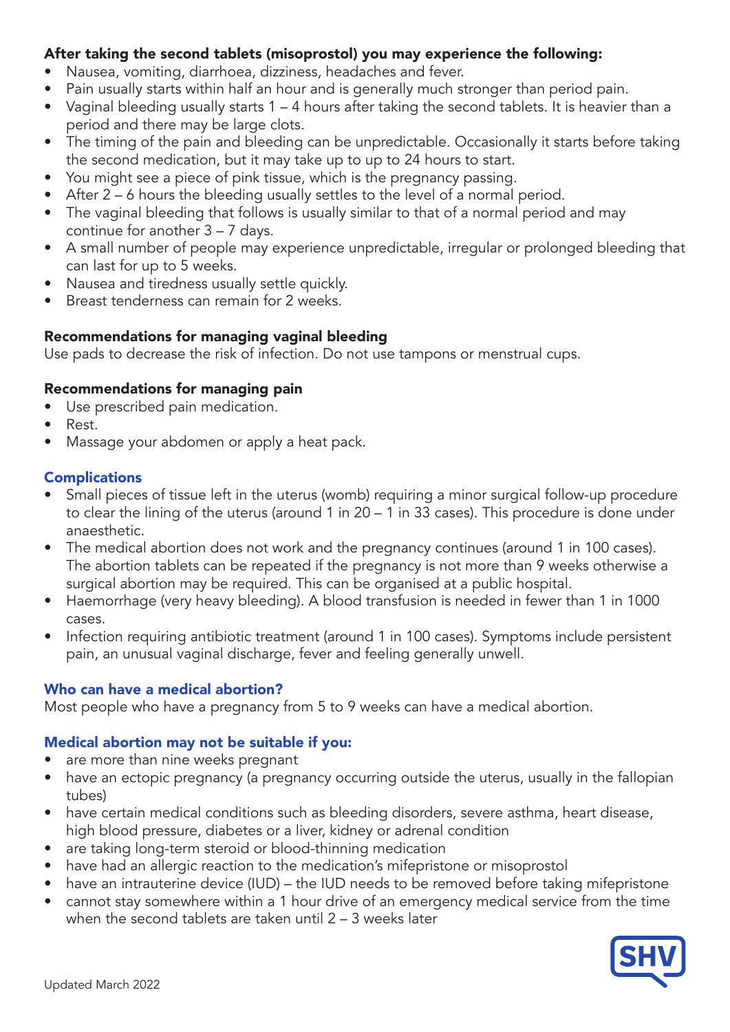### After taking the second tablets (misoprostol) you may experience the following:

- Nausea, vomiting, diarrhoea, dizziness, headaches and fever.
- Pain usually starts within half an hour and is generally much stronger than period pain.
- Vaginal bleeding usually starts 1 – 4 hours after taking the second tablets. It is heavier than a period and there may be large clots.
- The timing of the pain and bleeding can be unpredictable. Occasionally it starts before taking the second medication, but it may take up to up to 24 hours to start.
- You might see a piece of pink tissue, which is the pregnancy passing.
- After 2 – 6 hours the bleeding usually settles to the level of a normal period.
- The vaginal bleeding that follows is usually similar to that of a normal period and may continue for another 3 – 7 days.
- A small number of people may experience unpredictable, irregular or prolonged bleeding that can last for up to 5 weeks.
- Nausea and tiredness usually settle quickly.
- Breast tenderness can remain for 2 weeks.

### Recommendations for managing vaginal bleeding

Use pads to decrease the risk of infection. Do not use tampons or menstrual cups.

### Recommendations for managing pain

- Use prescribed pain medication.
- Rest.
- Massage your abdomen or apply a heat pack.

## Complications

- Small pieces of tissue left in the uterus (womb) requiring a minor surgical follow-up procedure to clear the lining of the uterus (around 1 in 20 – 1 in 33 cases). This procedure is done under anaesthetic.
- The medical abortion does not work and the pregnancy continues (around 1 in 100 cases). The abortion tablets can be repeated if the pregnancy is not more than 9 weeks otherwise a surgical abortion may be required. This can be organised at a public hospital.
- Haemorrhage (very heavy bleeding). A blood transfusion is needed in fewer than 1 in 1000 cases.
- Infection requiring antibiotic treatment (around 1 in 100 cases). Symptoms include persistent pain, an unusual vaginal discharge, fever and feeling generally unwell.

## Who can have a medical abortion?

Most people who have a pregnancy from 5 to 9 weeks can have a medical abortion.

## Medical abortion may not be suitable if you:

- are more than nine weeks pregnant
- have an ectopic pregnancy (a pregnancy occurring outside the uterus, usually in the fallopian tubes)
- have certain medical conditions such as bleeding disorders, severe asthma, heart disease, high blood pressure, diabetes or a liver, kidney or adrenal condition
- are taking long-term steroid or blood-thinning medication
- have had an allergic reaction to the medication's mifepristone or misoprostol
- have an intrauterine device (IUD) – the IUD needs to be removed before taking mifepristone
- cannot stay somewhere within a 1 hour drive of an emergency medical service from the time when the second tablets are taken until 2 – 3 weeks later

Updated March 2022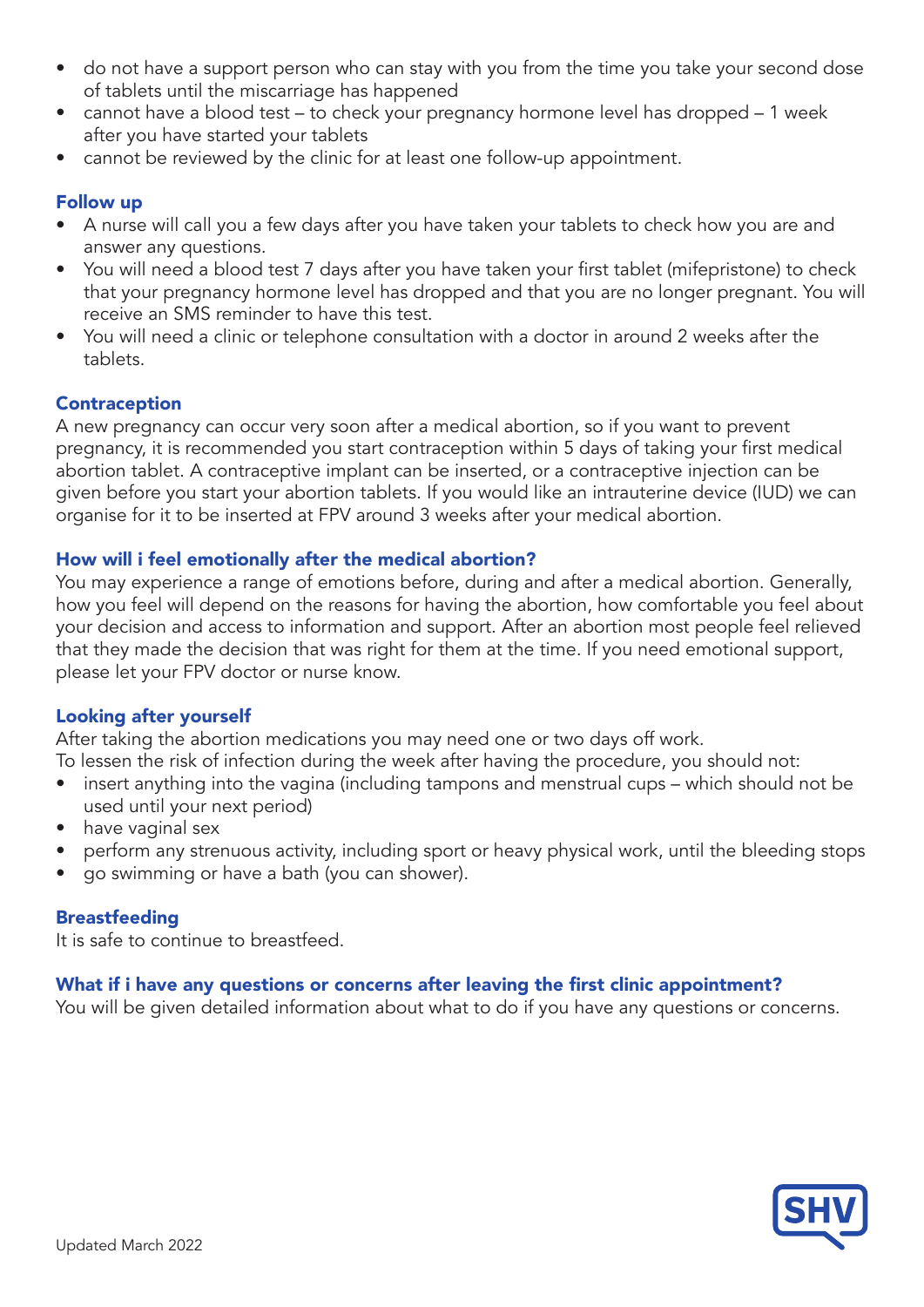- do not have a support person who can stay with you from the time you take your second dose of tablets until the miscarriage has happened
- cannot have a blood test – to check your pregnancy hormone level has dropped – 1 week after you have started your tablets
- cannot be reviewed by the clinic for at least one follow-up appointment.

### Follow up

- A nurse will call you a few days after you have taken your tablets to check how you are and answer any questions.
- You will need a blood test 7 days after you have taken your first tablet (mifepristone) to check that your pregnancy hormone level has dropped and that you are no longer pregnant. You will receive an SMS reminder to have this test.
- You will need a clinic or telephone consultation with a doctor in around 2 weeks after the tablets.

### Contraception

A new pregnancy can occur very soon after a medical abortion, so if you want to prevent pregnancy, it is recommended you start contraception within 5 days of taking your first medical abortion tablet. A contraceptive implant can be inserted, or a contraceptive injection can be given before you start your abortion tablets. If you would like an intrauterine device (IUD) we can organise for it to be inserted at FPV around 3 weeks after your medical abortion.

### How will i feel emotionally after the medical abortion?

You may experience a range of emotions before, during and after a medical abortion. Generally, how you feel will depend on the reasons for having the abortion, how comfortable you feel about your decision and access to information and support. After an abortion most people feel relieved that they made the decision that was right for them at the time. If you need emotional support, please let your FPV doctor or nurse know.

### Looking after yourself

After taking the abortion medications you may need one or two days off work.
To lessen the risk of infection during the week after having the procedure, you should not:

- insert anything into the vagina (including tampons and menstrual cups – which should not be used until your next period)
- have vaginal sex
- perform any strenuous activity, including sport or heavy physical work, until the bleeding stops
- go swimming or have a bath (you can shower).

### Breastfeeding

It is safe to continue to breastfeed.

### What if i have any questions or concerns after leaving the first clinic appointment?

You will be given detailed information about what to do if you have any questions or concerns.

Updated March 2022

SHV